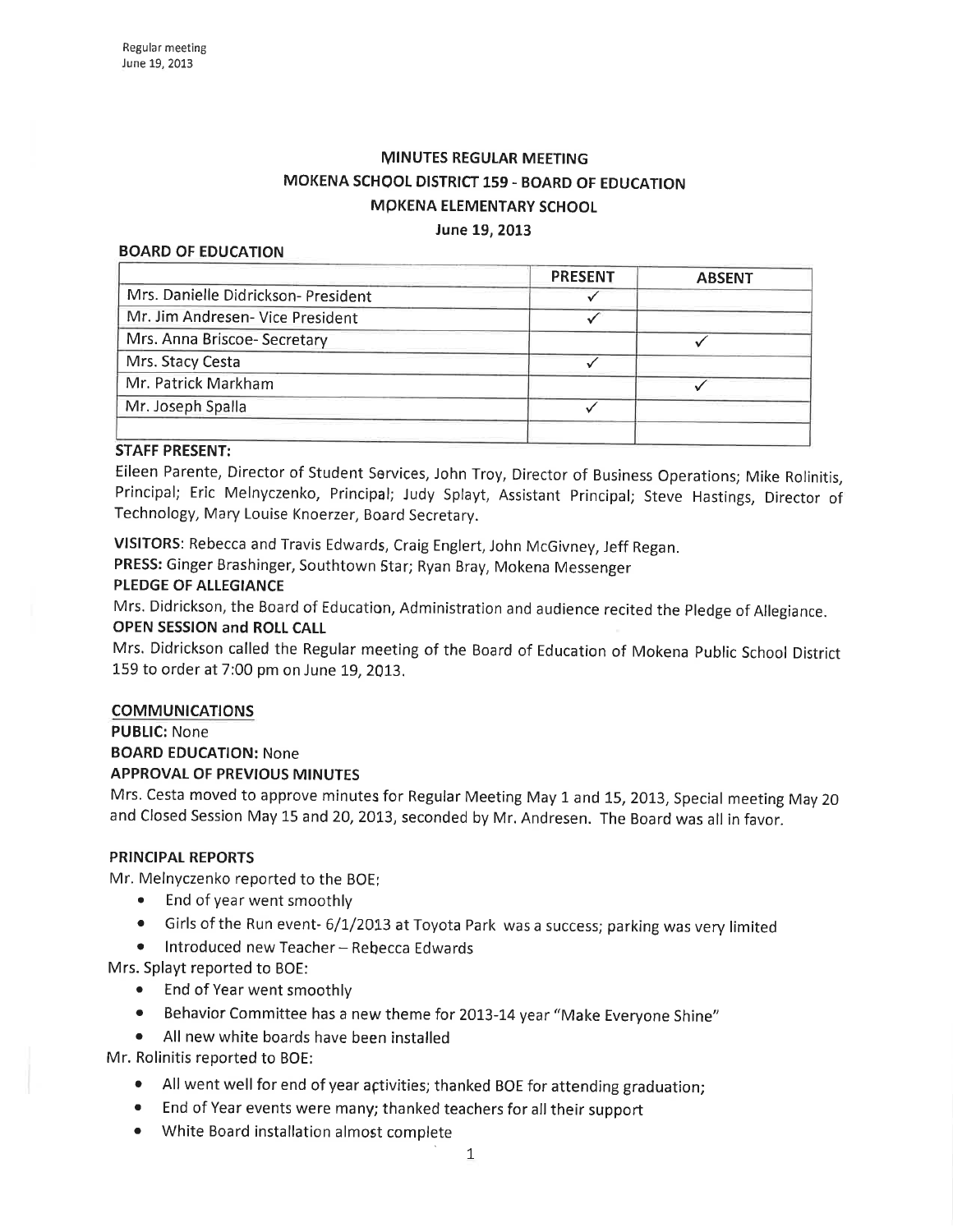# MINUTES REGULAR MEETING
## MOKENA SCHOOL DISTRICT 159 - BOARD OF EDUCATION
## MOKENA ELEMENTARY SCHOOL
### June 19, 2013

**BOARD OF EDUCATION**

| | PRESENT | ABSENT |
|---|---|---|
| Mrs. Danielle Didrickson- President | ✓ | |
| Mr. Jim Andresen- Vice President | ✓ | |
| Mrs. Anna Briscoe- Secretary | | ✓ |
| Mrs. Stacy Cesta | ✓ | |
| Mr. Patrick Markham | | ✓ |
| Mr. Joseph Spalla | ✓ | |
| | | |

**STAFF PRESENT:**

Eileen Parente, Director of Student Services, John Troy, Director of Business Operations; Mike Rolinitis, Principal; Eric Melnyczenko, Principal; Judy Splayt, Assistant Principal; Steve Hastings, Director of Technology, Mary Louise Knoerzer, Board Secretary.

**VISITORS:** Rebecca and Travis Edwards, Craig Englert, John McGivney, Jeff Regan.

**PRESS:** Ginger Brashinger, Southtown Star; Ryan Bray, Mokena Messenger

**PLEDGE OF ALLEGIANCE**

Mrs. Didrickson, the Board of Education, Administration and audience recited the Pledge of Allegiance.

**OPEN SESSION and ROLL CALL**

Mrs. Didrickson called the Regular meeting of the Board of Education of Mokena Public School District 159 to order at 7:00 pm on June 19, 2013.

**COMMUNICATIONS**

**PUBLIC:** None

**BOARD EDUCATION:** None

**APPROVAL OF PREVIOUS MINUTES**

Mrs. Cesta moved to approve minutes for Regular Meeting May 1 and 15, 2013, Special meeting May 20 and Closed Session May 15 and 20, 2013, seconded by Mr. Andresen. The Board was all in favor.

**PRINCIPAL REPORTS**

Mr. Melnyczenko reported to the BOE;

- End of year went smoothly
- Girls of the Run event- 6/1/2013 at Toyota Park was a success; parking was very limited
- Introduced new Teacher – Rebecca Edwards

Mrs. Splayt reported to BOE:

- End of Year went smoothly
- Behavior Committee has a new theme for 2013-14 year "Make Everyone Shine"
- All new white boards have been installed

Mr. Rolinitis reported to BOE:

- All went well for end of year activities; thanked BOE for attending graduation;
- End of Year events were many; thanked teachers for all their support
- White Board installation almost complete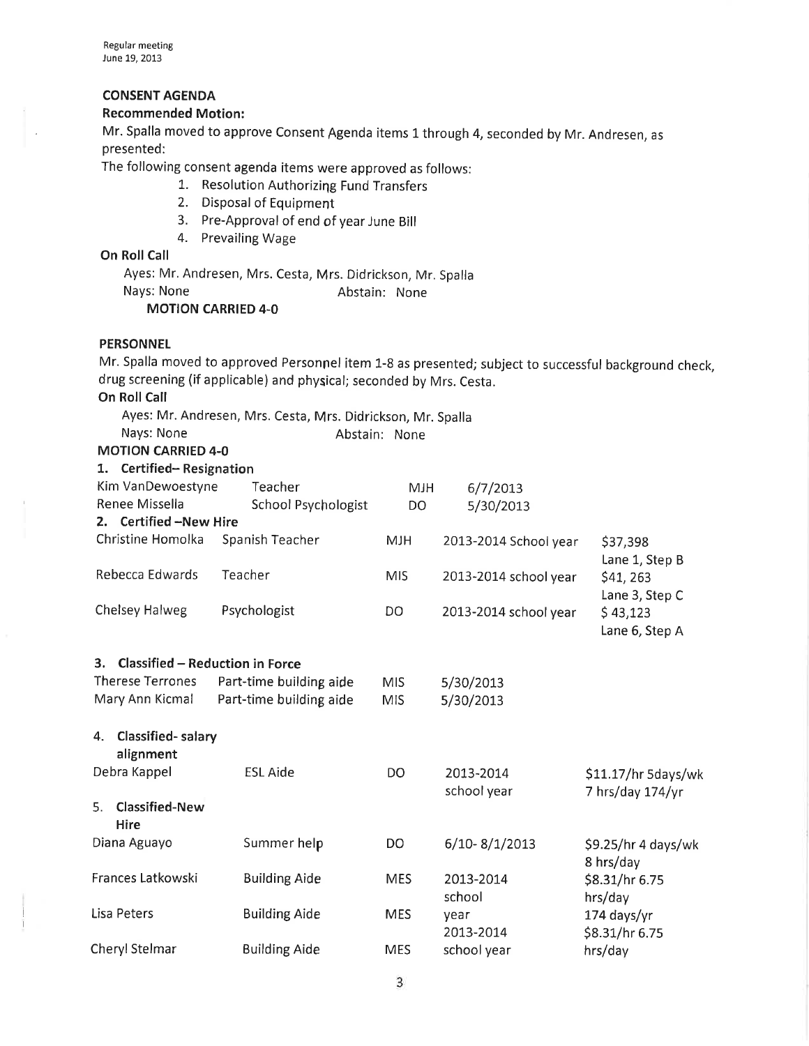Regular meeting
June 19, 2013

**CONSENT AGENDA**

**Recommended Motion:**

Mr. Spalla moved to approve Consent Agenda items 1 through 4, seconded by Mr. Andresen, as presented:

The following consent agenda items were approved as follows:

1. Resolution Authorizing Fund Transfers
2. Disposal of Equipment
3. Pre-Approval of end of year June Bill
4. Prevailing Wage

**On Roll Call**

Ayes: Mr. Andresen, Mrs. Cesta, Mrs. Didrickson, Mr. Spalla

Nays: None Abstain: None

**MOTION CARRIED 4-0**

**PERSONNEL**

Mr. Spalla moved to approved Personnel item 1-8 as presented; subject to successful background check, drug screening (if applicable) and physical; seconded by Mrs. Cesta.

**On Roll Call**

Ayes: Mr. Andresen, Mrs. Cesta, Mrs. Didrickson, Mr. Spalla

Nays: None Abstain: None

**MOTION CARRIED 4-0**

**1. Certified– Resignation**

| | | | |
|---|---|---|---|
| Kim VanDewoestyne | Teacher | MJH | 6/7/2013 |
| Renee Missella | School Psychologist | DO | 5/30/2013 |

**2. Certified –New Hire**

| | | | | |
|---|---|---|---|---|
| Christine Homolka | Spanish Teacher | MJH | 2013-2014 School year | $37,398 Lane 1, Step B |
| Rebecca Edwards | Teacher | MIS | 2013-2014 school year | $41, 263 Lane 3, Step C |
| Chelsey Halweg | Psychologist | DO | 2013-2014 school year | $ 43,123 Lane 6, Step A |

**3. Classified – Reduction in Force**

| | | | |
|---|---|---|---|
| Therese Terrones | Part-time building aide | MIS | 5/30/2013 |
| Mary Ann Kicmal | Part-time building aide | MIS | 5/30/2013 |

**4. Classified- salary alignment**

| | | | | |
|---|---|---|---|---|
| Debra Kappel | ESL Aide | DO | 2013-2014 school year | $11.17/hr 5days/wk 7 hrs/day 174/yr |

**5. Classified-New Hire**

| | | | | |
|---|---|---|---|---|
| Diana Aguayo | Summer help | DO | 6/10- 8/1/2013 | $9.25/hr 4 days/wk 8 hrs/day |
| Frances Latkowski | Building Aide | MES | 2013-2014 school year | $8.31/hr 6.75 hrs/day 174 days/yr |
| Lisa Peters | Building Aide | MES | 2013-2014 school year | $8.31/hr 6.75 hrs/day |
| Cheryl Stelmar | Building Aide | MES | | |